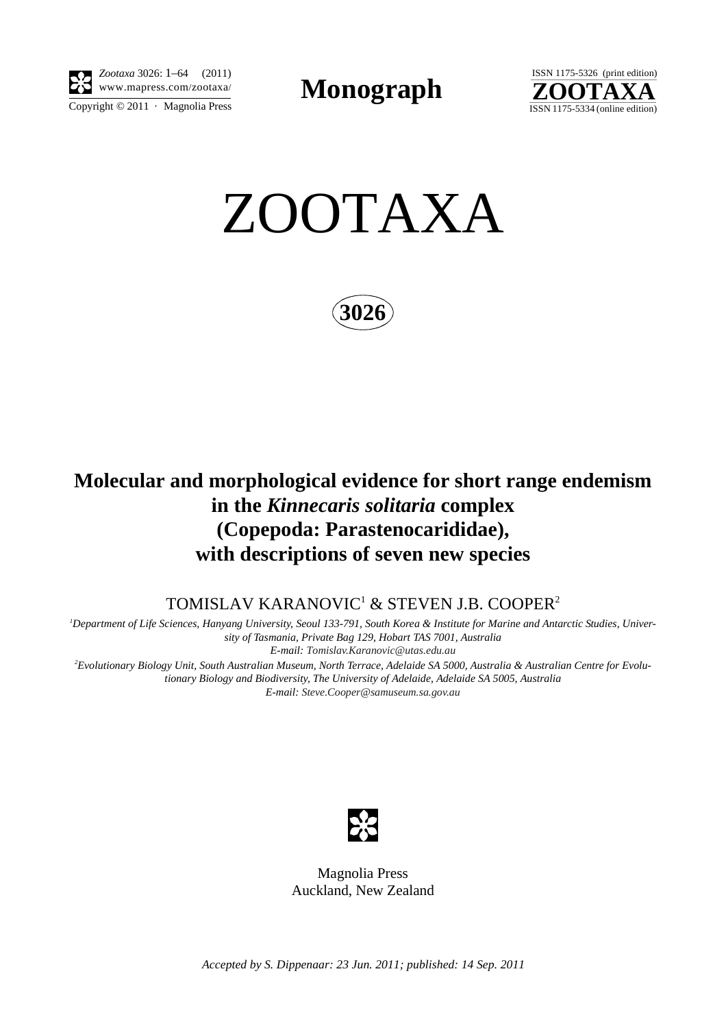# Monograph

# ZOOTAXA

**3026**

## Molecular and morphological evidence for short range endemism in the *Kinnecaris solitaria* complex (Copepoda: Parastenocarididae), with descriptions of seven new species

TOMISLAV KARANOVIC[1] & STEVEN J.B. COOPER[2]

[1]*Department of Life Sciences, Hanyang University, Seoul 133-791, South Korea & Institute for Marine and Antarctic Studies, University of Tasmania, Private Bag 129, Hobart TAS 7001, Australia*
*E-mail: Tomislav.Karanovic@utas.edu.au*

[2]*Evolutionary Biology Unit, South Australian Museum, North Terrace, Adelaide SA 5000, Australia & Australian Centre for Evolutionary Biology and Biodiversity, The University of Adelaide, Adelaide SA 5005, Australia*
*E-mail: Steve.Cooper@samuseum.sa.gov.au*

Magnolia Press
Auckland, New Zealand

*Accepted by S. Dippenaar: 23 Jun. 2011; published: 14 Sep. 2011*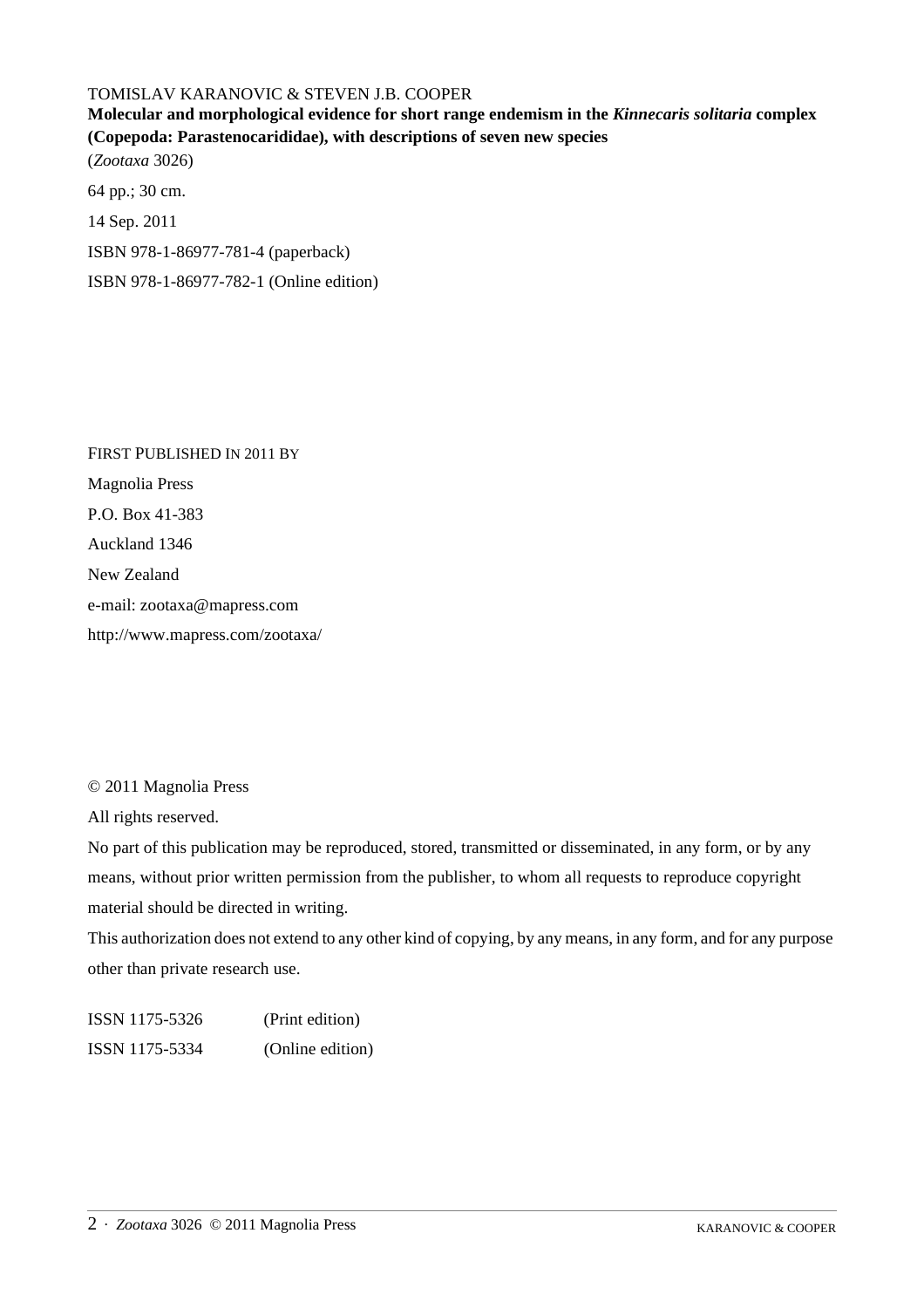TOMISLAV KARANOVIC & STEVEN J.B. COOPER

**Molecular and morphological evidence for short range endemism in the *Kinnecaris solitaria* complex (Copepoda: Parastenocarididae), with descriptions of seven new species**

(*Zootaxa* 3026)

64 pp.; 30 cm.

14 Sep. 2011

ISBN 978-1-86977-781-4 (paperback)

ISBN 978-1-86977-782-1 (Online edition)

FIRST PUBLISHED IN 2011 BY

Magnolia Press

P.O. Box 41-383

Auckland 1346

New Zealand

e-mail: zootaxa@mapress.com

http://www.mapress.com/zootaxa/

© 2011 Magnolia Press

All rights reserved.

No part of this publication may be reproduced, stored, transmitted or disseminated, in any form, or by any means, without prior written permission from the publisher, to whom all requests to reproduce copyright material should be directed in writing.

This authorization does not extend to any other kind of copying, by any means, in any form, and for any purpose other than private research use.

ISSN 1175-5326 (Print edition)

ISSN 1175-5334 (Online edition)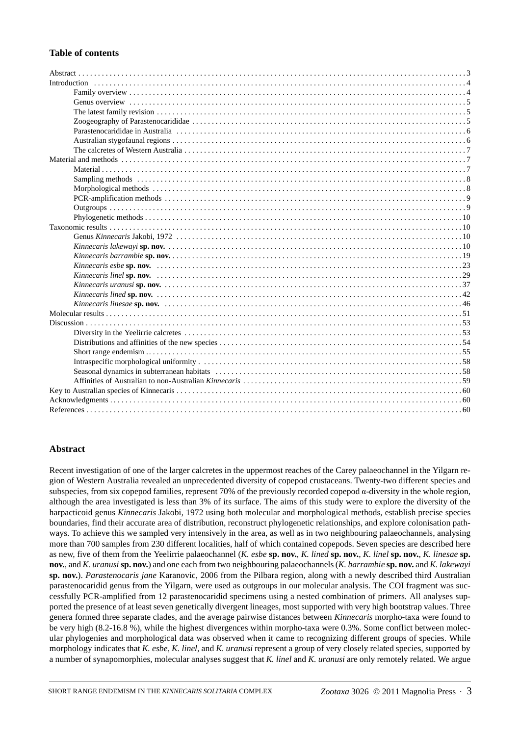## Table of contents

- Abstract . . . 3
- Introduction . . . 4
  - Family overview . . . 4
  - Genus overview . . . 5
  - The latest family revision . . . 5
  - Zoogeography of Parastenocarididae . . . 5
  - Parastenocarididae in Australia . . . 6
  - Australian stygofaunal regions . . . 6
  - The calcretes of Western Australia . . . 7
- Material and methods . . . 7
  - Material . . . 7
  - Sampling methods . . . 8
  - Morphological methods . . . 8
  - PCR-amplification methods . . . 9
  - Outgroups . . . 9
  - Phylogenetic methods . . . 10
- Taxonomic results . . . 10
  - Genus *Kinnecaris* Jakobi, 1972 . . . 10
  - *Kinnecaris lakewayi* **sp. nov.** . . . 10
  - *Kinnecaris barrambie* **sp. nov.** . . . 19
  - *Kinnecaris esbe* **sp. nov.** . . . 23
  - *Kinnecaris linel* **sp. nov.** . . . 29
  - *Kinnecaris uranusi* **sp. nov.** . . . 37
  - *Kinnecaris lined* **sp. nov.** . . . 42
  - *Kinnecaris linesae* **sp. nov.** . . . 46
- Molecular results . . . 51
- Discussion . . . 53
  - Diversity in the Yeelirrie calcretes . . . 53
  - Distributions and affinities of the new species . . . 54
  - Short range endemism . . . 55
  - Intraspecific morphological uniformity . . . 58
  - Seasonal dynamics in subterranean habitats . . . 58
  - Affinities of Australian to non-Australian *Kinnecaris* . . . 59
- Key to Australian species of Kinnecaris . . . 60
- Acknowledgments . . . 60
- References . . . 60

## Abstract

Recent investigation of one of the larger calcretes in the uppermost reaches of the Carey palaeochannel in the Yilgarn region of Western Australia revealed an unprecedented diversity of copepod crustaceans. Twenty-two different species and subspecies, from six copepod families, represent 70% of the previously recorded copepod α-diversity in the whole region, although the area investigated is less than 3% of its surface. The aims of this study were to explore the diversity of the harpacticoid genus *Kinnecaris* Jakobi, 1972 using both molecular and morphological methods, establish precise species boundaries, find their accurate area of distribution, reconstruct phylogenetic relationships, and explore colonisation pathways. To achieve this we sampled very intensively in the area, as well as in two neighbouring palaeochannels, analysing more than 700 samples from 230 different localities, half of which contained copepods. Seven species are described here as new, five of them from the Yeelirrie palaeochannel (*K. esbe* **sp. nov.**, *K. lined* **sp. nov.**, *K. linel* **sp. nov.**, *K. linesae* **sp. nov.**, and *K. uranusi* **sp. nov.**) and one each from two neighbouring palaeochannels (*K. barrambie* **sp. nov.** and *K. lakewayi* **sp. nov.**). *Parastenocaris jane* Karanovic, 2006 from the Pilbara region, along with a newly described third Australian parastenocaridid genus from the Yilgarn, were used as outgroups in our molecular analysis. The COI fragment was successfully PCR-amplified from 12 parastenocaridid specimens using a nested combination of primers. All analyses supported the presence of at least seven genetically divergent lineages, most supported with very high bootstrap values. Three genera formed three separate clades, and the average pairwise distances between *Kinnecaris* morpho-taxa were found to be very high (8.2-16.8 %), while the highest divergences within morpho-taxa were 0.3%. Some conflict between molecular phylogenies and morphological data was observed when it came to recognizing different groups of species. While morphology indicates that *K. esbe, K. linel,* and *K. uranusi* represent a group of very closely related species, supported by a number of synapomorphies, molecular analyses suggest that *K. linel* and *K. uranusi* are only remotely related. We argue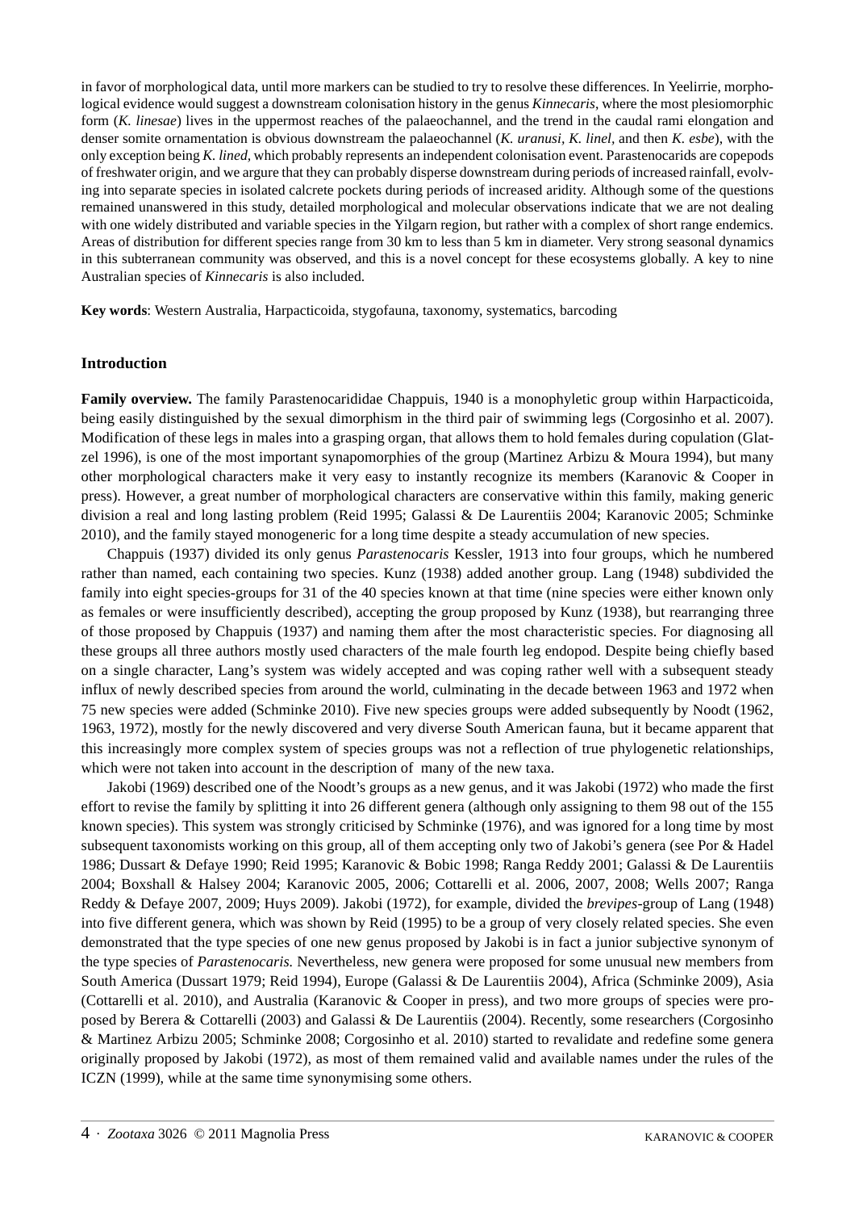in favor of morphological data, until more markers can be studied to try to resolve these differences. In Yeelirrie, morphological evidence would suggest a downstream colonisation history in the genus *Kinnecaris*, where the most plesiomorphic form (*K. linesae*) lives in the uppermost reaches of the palaeochannel, and the trend in the caudal rami elongation and denser somite ornamentation is obvious downstream the palaeochannel (*K. uranusi*, *K. linel*, and then *K. esbe*), with the only exception being *K. lined*, which probably represents an independent colonisation event. Parastenocarids are copepods of freshwater origin, and we argue that they can probably disperse downstream during periods of increased rainfall, evolving into separate species in isolated calcrete pockets during periods of increased aridity. Although some of the questions remained unanswered in this study, detailed morphological and molecular observations indicate that we are not dealing with one widely distributed and variable species in the Yilgarn region, but rather with a complex of short range endemics. Areas of distribution for different species range from 30 km to less than 5 km in diameter. Very strong seasonal dynamics in this subterranean community was observed, and this is a novel concept for these ecosystems globally. A key to nine Australian species of *Kinnecaris* is also included.

**Key words**: Western Australia, Harpacticoida, stygofauna, taxonomy, systematics, barcoding

## Introduction

**Family overview.** The family Parastenocarididae Chappuis, 1940 is a monophyletic group within Harpacticoida, being easily distinguished by the sexual dimorphism in the third pair of swimming legs (Corgosinho et al. 2007). Modification of these legs in males into a grasping organ, that allows them to hold females during copulation (Glatzel 1996), is one of the most important synapomorphies of the group (Martinez Arbizu & Moura 1994), but many other morphological characters make it very easy to instantly recognize its members (Karanovic & Cooper in press). However, a great number of morphological characters are conservative within this family, making generic division a real and long lasting problem (Reid 1995; Galassi & De Laurentiis 2004; Karanovic 2005; Schminke 2010), and the family stayed monogeneric for a long time despite a steady accumulation of new species.

Chappuis (1937) divided its only genus *Parastenocaris* Kessler, 1913 into four groups, which he numbered rather than named, each containing two species. Kunz (1938) added another group. Lang (1948) subdivided the family into eight species-groups for 31 of the 40 species known at that time (nine species were either known only as females or were insufficiently described), accepting the group proposed by Kunz (1938), but rearranging three of those proposed by Chappuis (1937) and naming them after the most characteristic species. For diagnosing all these groups all three authors mostly used characters of the male fourth leg endopod. Despite being chiefly based on a single character, Lang's system was widely accepted and was coping rather well with a subsequent steady influx of newly described species from around the world, culminating in the decade between 1963 and 1972 when 75 new species were added (Schminke 2010). Five new species groups were added subsequently by Noodt (1962, 1963, 1972), mostly for the newly discovered and very diverse South American fauna, but it became apparent that this increasingly more complex system of species groups was not a reflection of true phylogenetic relationships, which were not taken into account in the description of many of the new taxa.

Jakobi (1969) described one of the Noodt's groups as a new genus, and it was Jakobi (1972) who made the first effort to revise the family by splitting it into 26 different genera (although only assigning to them 98 out of the 155 known species). This system was strongly criticised by Schminke (1976), and was ignored for a long time by most subsequent taxonomists working on this group, all of them accepting only two of Jakobi's genera (see Por & Hadel 1986; Dussart & Defaye 1990; Reid 1995; Karanovic & Bobic 1998; Ranga Reddy 2001; Galassi & De Laurentiis 2004; Boxshall & Halsey 2004; Karanovic 2005, 2006; Cottarelli et al. 2006, 2007, 2008; Wells 2007; Ranga Reddy & Defaye 2007, 2009; Huys 2009). Jakobi (1972), for example, divided the *brevipes*-group of Lang (1948) into five different genera, which was shown by Reid (1995) to be a group of very closely related species. She even demonstrated that the type species of one new genus proposed by Jakobi is in fact a junior subjective synonym of the type species of *Parastenocaris.* Nevertheless, new genera were proposed for some unusual new members from South America (Dussart 1979; Reid 1994), Europe (Galassi & De Laurentiis 2004), Africa (Schminke 2009), Asia (Cottarelli et al. 2010), and Australia (Karanovic & Cooper in press), and two more groups of species were proposed by Berera & Cottarelli (2003) and Galassi & De Laurentiis (2004). Recently, some researchers (Corgosinho & Martinez Arbizu 2005; Schminke 2008; Corgosinho et al. 2010) started to revalidate and redefine some genera originally proposed by Jakobi (1972), as most of them remained valid and available names under the rules of the ICZN (1999), while at the same time synonymising some others.